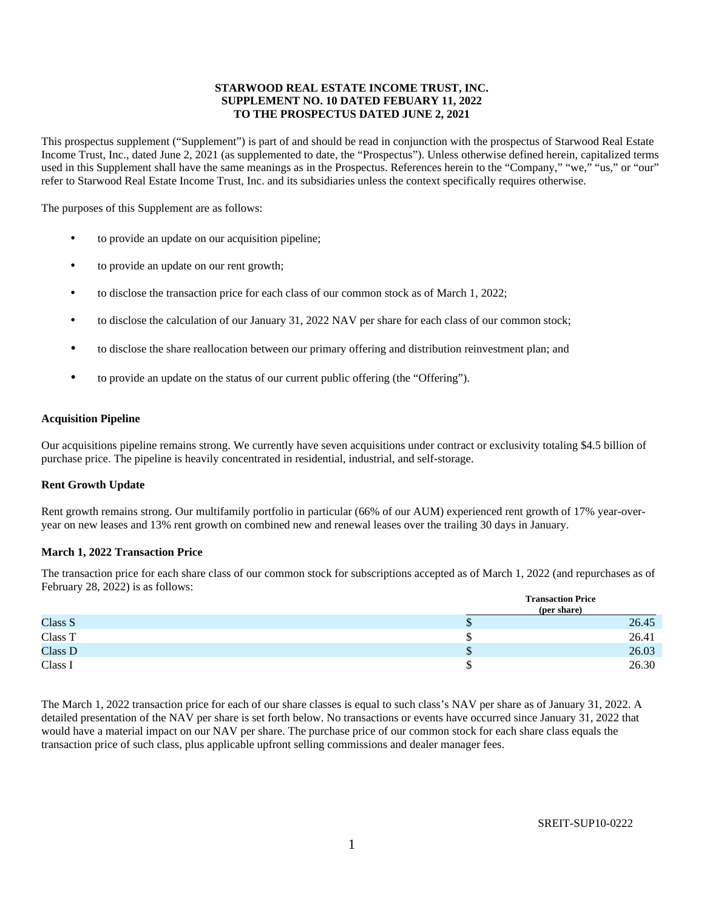**STARWOOD REAL ESTATE INCOME TRUST, INC.**
**SUPPLEMENT NO. 10 DATED FEBUARY 11, 2022**
**TO THE PROSPECTUS DATED JUNE 2, 2021**

This prospectus supplement ("Supplement") is part of and should be read in conjunction with the prospectus of Starwood Real Estate Income Trust, Inc., dated June 2, 2021 (as supplemented to date, the "Prospectus"). Unless otherwise defined herein, capitalized terms used in this Supplement shall have the same meanings as in the Prospectus. References herein to the "Company," "we," "us," or "our" refer to Starwood Real Estate Income Trust, Inc. and its subsidiaries unless the context specifically requires otherwise.

The purposes of this Supplement are as follows:

- to provide an update on our acquisition pipeline;
- to provide an update on our rent growth;
- to disclose the transaction price for each class of our common stock as of March 1, 2022;
- to disclose the calculation of our January 31, 2022 NAV per share for each class of our common stock;
- to disclose the share reallocation between our primary offering and distribution reinvestment plan; and
- to provide an update on the status of our current public offering (the "Offering").

**Acquisition Pipeline**

Our acquisitions pipeline remains strong. We currently have seven acquisitions under contract or exclusivity totaling $4.5 billion of purchase price. The pipeline is heavily concentrated in residential, industrial, and self-storage.

**Rent Growth Update**

Rent growth remains strong. Our multifamily portfolio in particular (66% of our AUM) experienced rent growth of 17% year-over-year on new leases and 13% rent growth on combined new and renewal leases over the trailing 30 days in January.

**March 1, 2022 Transaction Price**

The transaction price for each share class of our common stock for subscriptions accepted as of March 1, 2022 (and repurchases as of February 28, 2022) is as follows:

| | Transaction Price (per share) |
|---|---|
| Class S | $ 26.45 |
| Class T | $ 26.41 |
| Class D | $ 26.03 |
| Class I | $ 26.30 |

The March 1, 2022 transaction price for each of our share classes is equal to such class's NAV per share as of January 31, 2022. A detailed presentation of the NAV per share is set forth below. No transactions or events have occurred since January 31, 2022 that would have a material impact on our NAV per share. The purchase price of our common stock for each share class equals the transaction price of such class, plus applicable upfront selling commissions and dealer manager fees.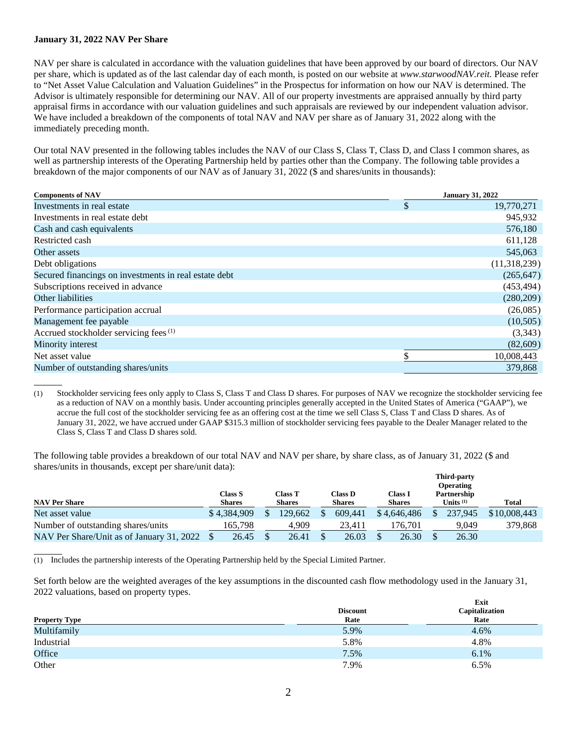**January 31, 2022 NAV Per Share**

NAV per share is calculated in accordance with the valuation guidelines that have been approved by our board of directors. Our NAV per share, which is updated as of the last calendar day of each month, is posted on our website at *www.starwoodNAV.reit.* Please refer to "Net Asset Value Calculation and Valuation Guidelines" in the Prospectus for information on how our NAV is determined. The Advisor is ultimately responsible for determining our NAV. All of our property investments are appraised annually by third party appraisal firms in accordance with our valuation guidelines and such appraisals are reviewed by our independent valuation advisor. We have included a breakdown of the components of total NAV and NAV per share as of January 31, 2022 along with the immediately preceding month.

Our total NAV presented in the following tables includes the NAV of our Class S, Class T, Class D, and Class I common shares, as well as partnership interests of the Operating Partnership held by parties other than the Company. The following table provides a breakdown of the major components of our NAV as of January 31, 2022 ($ and shares/units in thousands):

| Components of NAV | January 31, 2022 |
|---|---|
| Investments in real estate | $ 19,770,271 |
| Investments in real estate debt | 945,932 |
| Cash and cash equivalents | 576,180 |
| Restricted cash | 611,128 |
| Other assets | 545,063 |
| Debt obligations | (11,318,239) |
| Secured financings on investments in real estate debt | (265,647) |
| Subscriptions received in advance | (453,494) |
| Other liabilities | (280,209) |
| Performance participation accrual | (26,085) |
| Management fee payable | (10,505) |
| Accrued stockholder servicing fees [(1)] | (3,343) |
| Minority interest | (82,609) |
| Net asset value | $ 10,008,443 |
| Number of outstanding shares/units | 379,868 |

(1) Stockholder servicing fees only apply to Class S, Class T and Class D shares. For purposes of NAV we recognize the stockholder servicing fee as a reduction of NAV on a monthly basis. Under accounting principles generally accepted in the United States of America ("GAAP"), we accrue the full cost of the stockholder servicing fee as an offering cost at the time we sell Class S, Class T and Class D shares. As of January 31, 2022, we have accrued under GAAP $315.3 million of stockholder servicing fees payable to the Dealer Manager related to the Class S, Class T and Class D shares sold.

The following table provides a breakdown of our total NAV and NAV per share, by share class, as of January 31, 2022 ($ and shares/units in thousands, except per share/unit data):

| NAV Per Share | Class S Shares | Class T Shares | Class D Shares | Class I Shares | Third-party Operating Partnership Units [(1)] | Total |
|---|---|---|---|---|---|---|
| Net asset value | $ 4,384,909 | $ 129,662 | $ 609,441 | $ 4,646,486 | $ 237,945 | $ 10,008,443 |
| Number of outstanding shares/units | 165,798 | 4,909 | 23,411 | 176,701 | 9,049 | 379,868 |
| NAV Per Share/Unit as of January 31, 2022 | $ 26.45 | $ 26.41 | $ 26.03 | $ 26.30 | $ 26.30 | |

(1) Includes the partnership interests of the Operating Partnership held by the Special Limited Partner.

Set forth below are the weighted averages of the key assumptions in the discounted cash flow methodology used in the January 31, 2022 valuations, based on property types.

| Property Type | Discount Rate | Exit Capitalization Rate |
|---|---|---|
| Multifamily | 5.9% | 4.6% |
| Industrial | 5.8% | 4.8% |
| Office | 7.5% | 6.1% |
| Other | 7.9% | 6.5% |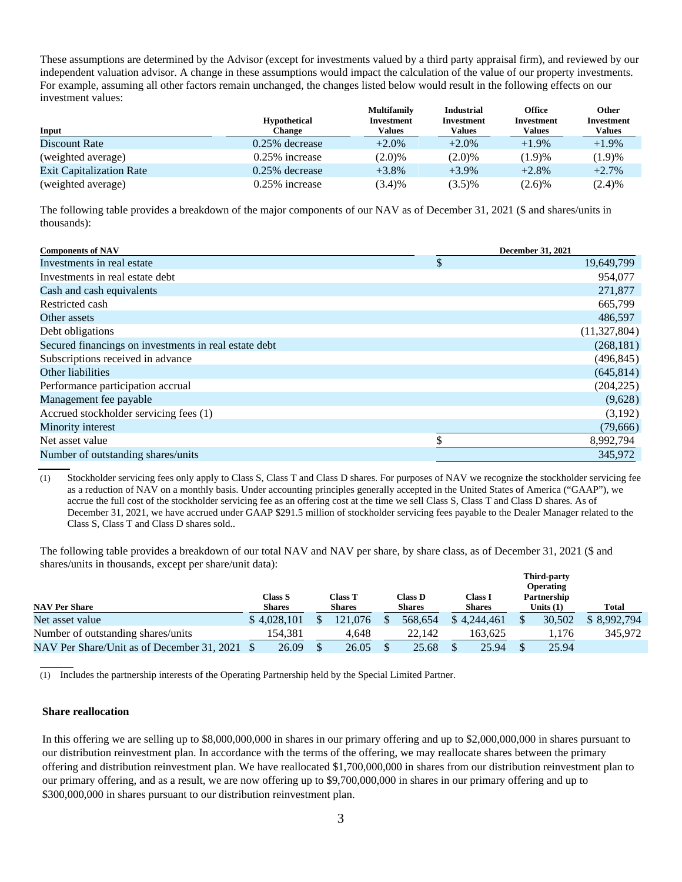These assumptions are determined by the Advisor (except for investments valued by a third party appraisal firm), and reviewed by our independent valuation advisor. A change in these assumptions would impact the calculation of the value of our property investments. For example, assuming all other factors remain unchanged, the changes listed below would result in the following effects on our investment values:

| Input | Hypothetical Change | Multifamily Investment Values | Industrial Investment Values | Office Investment Values | Other Investment Values |
|---|---|---|---|---|---|
| Discount Rate | 0.25% decrease | +2.0% | +2.0% | +1.9% | +1.9% |
| (weighted average) | 0.25% increase | (2.0)% | (2.0)% | (1.9)% | (1.9)% |
| Exit Capitalization Rate | 0.25% decrease | +3.8% | +3.9% | +2.8% | +2.7% |
| (weighted average) | 0.25% increase | (3.4)% | (3.5)% | (2.6)% | (2.4)% |

The following table provides a breakdown of the major components of our NAV as of December 31, 2021 ($ and shares/units in thousands):

| Components of NAV | December 31, 2021 |
|---|---|
| Investments in real estate | $ 19,649,799 |
| Investments in real estate debt | 954,077 |
| Cash and cash equivalents | 271,877 |
| Restricted cash | 665,799 |
| Other assets | 486,597 |
| Debt obligations | (11,327,804) |
| Secured financings on investments in real estate debt | (268,181) |
| Subscriptions received in advance | (496,845) |
| Other liabilities | (645,814) |
| Performance participation accrual | (204,225) |
| Management fee payable | (9,628) |
| Accrued stockholder servicing fees (1) | (3,192) |
| Minority interest | (79,666) |
| Net asset value | $ 8,992,794 |
| Number of outstanding shares/units | 345,972 |

(1) Stockholder servicing fees only apply to Class S, Class T and Class D shares. For purposes of NAV we recognize the stockholder servicing fee as a reduction of NAV on a monthly basis. Under accounting principles generally accepted in the United States of America ("GAAP"), we accrue the full cost of the stockholder servicing fee as an offering cost at the time we sell Class S, Class T and Class D shares. As of December 31, 2021, we have accrued under GAAP $291.5 million of stockholder servicing fees payable to the Dealer Manager related to the Class S, Class T and Class D shares sold..

The following table provides a breakdown of our total NAV and NAV per share, by share class, as of December 31, 2021 ($ and shares/units in thousands, except per share/unit data):

| NAV Per Share | Class S Shares | Class T Shares | Class D Shares | Class I Shares | Third-party Operating Partnership Units (1) | Total |
|---|---|---|---|---|---|---|
| Net asset value | $ 4,028,101 | $ 121,076 | $ 568,654 | $ 4,244,461 | $ 30,502 | $ 8,992,794 |
| Number of outstanding shares/units | 154,381 | 4,648 | 22,142 | 163,625 | 1,176 | 345,972 |
| NAV Per Share/Unit as of December 31, 2021 | $ 26.09 | $ 26.05 | $ 25.68 | $ 25.94 | $ 25.94 | |

(1) Includes the partnership interests of the Operating Partnership held by the Special Limited Partner.

**Share reallocation**

In this offering we are selling up to $8,000,000,000 in shares in our primary offering and up to $2,000,000,000 in shares pursuant to our distribution reinvestment plan. In accordance with the terms of the offering, we may reallocate shares between the primary offering and distribution reinvestment plan. We have reallocated $1,700,000,000 in shares from our distribution reinvestment plan to our primary offering, and as a result, we are now offering up to $9,700,000,000 in shares in our primary offering and up to $300,000,000 in shares pursuant to our distribution reinvestment plan.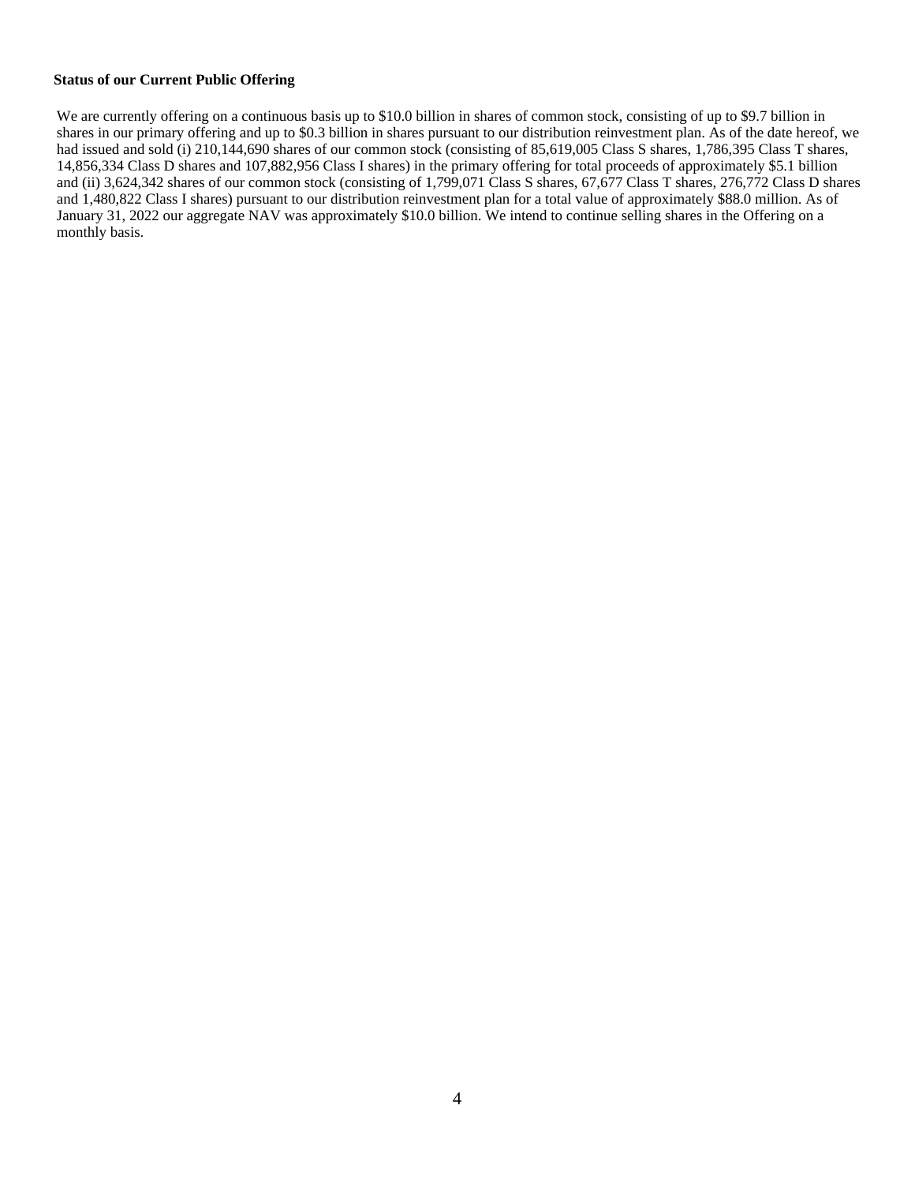### Status of our Current Public Offering

We are currently offering on a continuous basis up to $10.0 billion in shares of common stock, consisting of up to $9.7 billion in shares in our primary offering and up to $0.3 billion in shares pursuant to our distribution reinvestment plan. As of the date hereof, we had issued and sold (i) 210,144,690 shares of our common stock (consisting of 85,619,005 Class S shares, 1,786,395 Class T shares, 14,856,334 Class D shares and 107,882,956 Class I shares) in the primary offering for total proceeds of approximately $5.1 billion and (ii) 3,624,342 shares of our common stock (consisting of 1,799,071 Class S shares, 67,677 Class T shares, 276,772 Class D shares and 1,480,822 Class I shares) pursuant to our distribution reinvestment plan for a total value of approximately $88.0 million. As of January 31, 2022 our aggregate NAV was approximately $10.0 billion. We intend to continue selling shares in the Offering on a monthly basis.